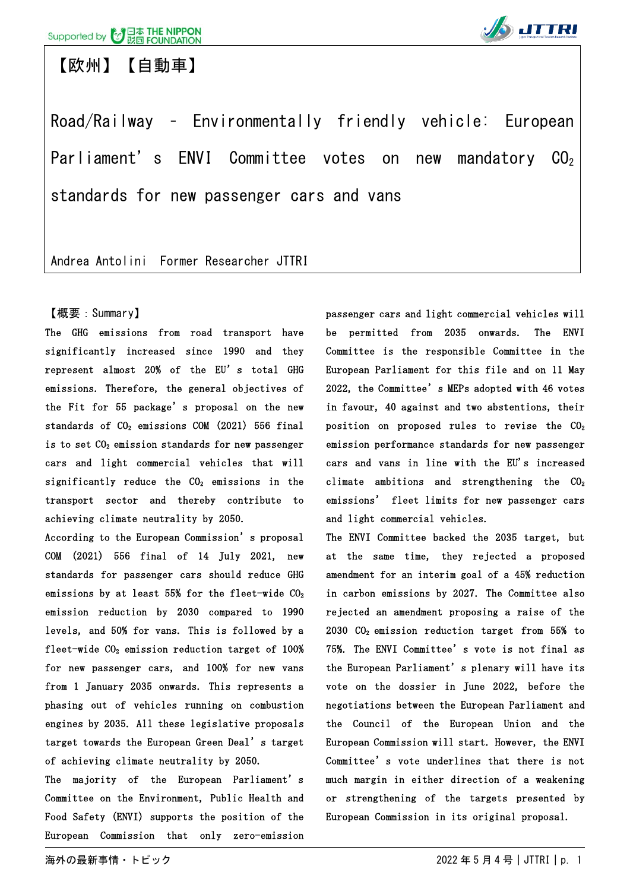【欧州】【自動車】

# Road/Railway – Environmentally friendly vehicle: European Parliament's ENVI Committee votes on new mandatory $CO_2$ standards for new passenger cars and vans

Andrea Antolini Former Researcher JTTRI

【概要：Summary】

The GHG emissions from road transport have significantly increased since 1990 and they represent almost 20% of the EU's total GHG emissions. Therefore, the general objectives of the Fit for 55 package's proposal on the new standards of $CO_2$ emissions COM (2021) 556 final is to set $CO_2$ emission standards for new passenger cars and light commercial vehicles that will significantly reduce the $CO_2$ emissions in the transport sector and thereby contribute to achieving climate neutrality by 2050.

According to the European Commission's proposal COM (2021) 556 final of 14 July 2021, new standards for passenger cars should reduce GHG emissions by at least 55% for the fleet-wide $CO_2$ emission reduction by 2030 compared to 1990 levels, and 50% for vans. This is followed by a fleet-wide $CO_2$ emission reduction target of 100% for new passenger cars, and 100% for new vans from 1 January 2035 onwards. This represents a phasing out of vehicles running on combustion engines by 2035. All these legislative proposals target towards the European Green Deal's target of achieving climate neutrality by 2050.

The majority of the European Parliament's Committee on the Environment, Public Health and Food Safety (ENVI) supports the position of the European Commission that only zero-emission passenger cars and light commercial vehicles will be permitted from 2035 onwards. The ENVI Committee is the responsible Committee in the European Parliament for this file and on 11 May 2022, the Committee's MEPs adopted with 46 votes in favour, 40 against and two abstentions, their position on proposed rules to revise the $CO_2$ emission performance standards for new passenger cars and vans in line with the EU's increased climate ambitions and strengthening the $CO_2$ emissions' fleet limits for new passenger cars and light commercial vehicles.

The ENVI Committee backed the 2035 target, but at the same time, they rejected a proposed amendment for an interim goal of a 45% reduction in carbon emissions by 2027. The Committee also rejected an amendment proposing a raise of the 2030 $CO_2$ emission reduction target from 55% to 75%. The ENVI Committee's vote is not final as the European Parliament's plenary will have its vote on the dossier in June 2022, before the negotiations between the European Parliament and the Council of the European Union and the European Commission will start. However, the ENVI Committee's vote underlines that there is not much margin in either direction of a weakening or strengthening of the targets presented by European Commission in its original proposal.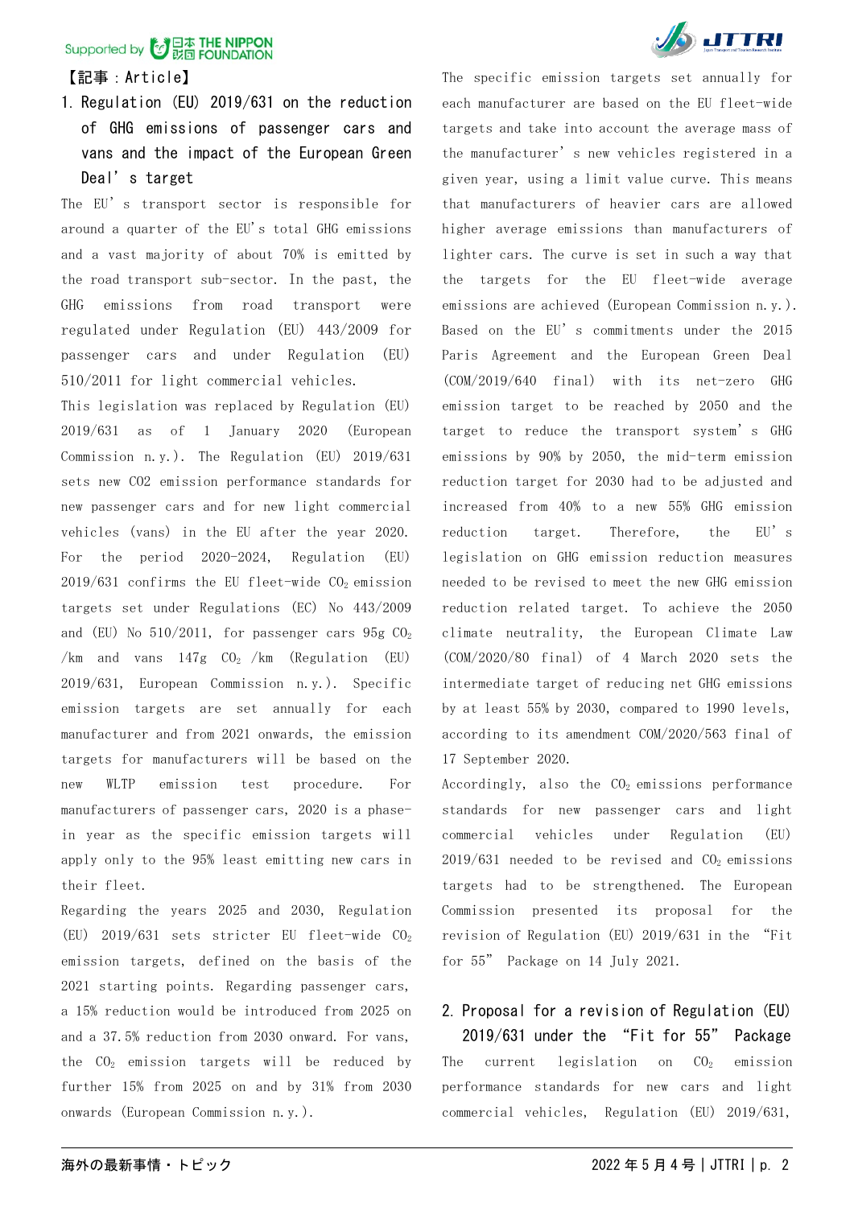【記事：Article】

## 1. Regulation (EU) 2019/631 on the reduction of GHG emissions of passenger cars and vans and the impact of the European Green Deal' s target

The EU' s transport sector is responsible for around a quarter of the EU's total GHG emissions and a vast majority of about 70% is emitted by the road transport sub-sector. In the past, the GHG emissions from road transport were regulated under Regulation (EU) 443/2009 for passenger cars and under Regulation (EU) 510/2011 for light commercial vehicles.

This legislation was replaced by Regulation (EU) 2019/631 as of 1 January 2020 (European Commission n.y.). The Regulation (EU) 2019/631 sets new CO2 emission performance standards for new passenger cars and for new light commercial vehicles (vans) in the EU after the year 2020. For the period 2020-2024, Regulation (EU) 2019/631 confirms the EU fleet-wide $CO_2$ emission targets set under Regulations (EC) No 443/2009 and (EU) No 510/2011, for passenger cars 95g $CO_2$ /km and vans 147g $CO_2$ /km (Regulation (EU) 2019/631, European Commission n.y.). Specific emission targets are set annually for each manufacturer and from 2021 onwards, the emission targets for manufacturers will be based on the new WLTP emission test procedure. For manufacturers of passenger cars, 2020 is a phase-in year as the specific emission targets will apply only to the 95% least emitting new cars in their fleet.

Regarding the years 2025 and 2030, Regulation (EU) 2019/631 sets stricter EU fleet-wide $CO_2$ emission targets, defined on the basis of the 2021 starting points. Regarding passenger cars, a 15% reduction would be introduced from 2025 on and a 37.5% reduction from 2030 onward. For vans, the $CO_2$ emission targets will be reduced by further 15% from 2025 on and by 31% from 2030 onwards (European Commission n.y.).

The specific emission targets set annually for each manufacturer are based on the EU fleet-wide targets and take into account the average mass of the manufacturer' s new vehicles registered in a given year, using a limit value curve. This means that manufacturers of heavier cars are allowed higher average emissions than manufacturers of lighter cars. The curve is set in such a way that the targets for the EU fleet-wide average emissions are achieved (European Commission n.y.).

Based on the EU' s commitments under the 2015 Paris Agreement and the European Green Deal (COM/2019/640 final) with its net-zero GHG emission target to be reached by 2050 and the target to reduce the transport system' s GHG emissions by 90% by 2050, the mid-term emission reduction target for 2030 had to be adjusted and increased from 40% to a new 55% GHG emission reduction target. Therefore, the EU' s legislation on GHG emission reduction measures needed to be revised to meet the new GHG emission reduction related target. To achieve the 2050 climate neutrality, the European Climate Law (COM/2020/80 final) of 4 March 2020 sets the intermediate target of reducing net GHG emissions by at least 55% by 2030, compared to 1990 levels, according to its amendment COM/2020/563 final of 17 September 2020.

Accordingly, also the $CO_2$ emissions performance standards for new passenger cars and light commercial vehicles under Regulation (EU) 2019/631 needed to be revised and $CO_2$ emissions targets had to be strengthened. The European Commission presented its proposal for the revision of Regulation (EU) 2019/631 in the "Fit for 55" Package on 14 July 2021.

## 2. Proposal for a revision of Regulation (EU) 2019/631 under the "Fit for 55" Package

The current legislation on $CO_2$ emission performance standards for new cars and light commercial vehicles, Regulation (EU) 2019/631,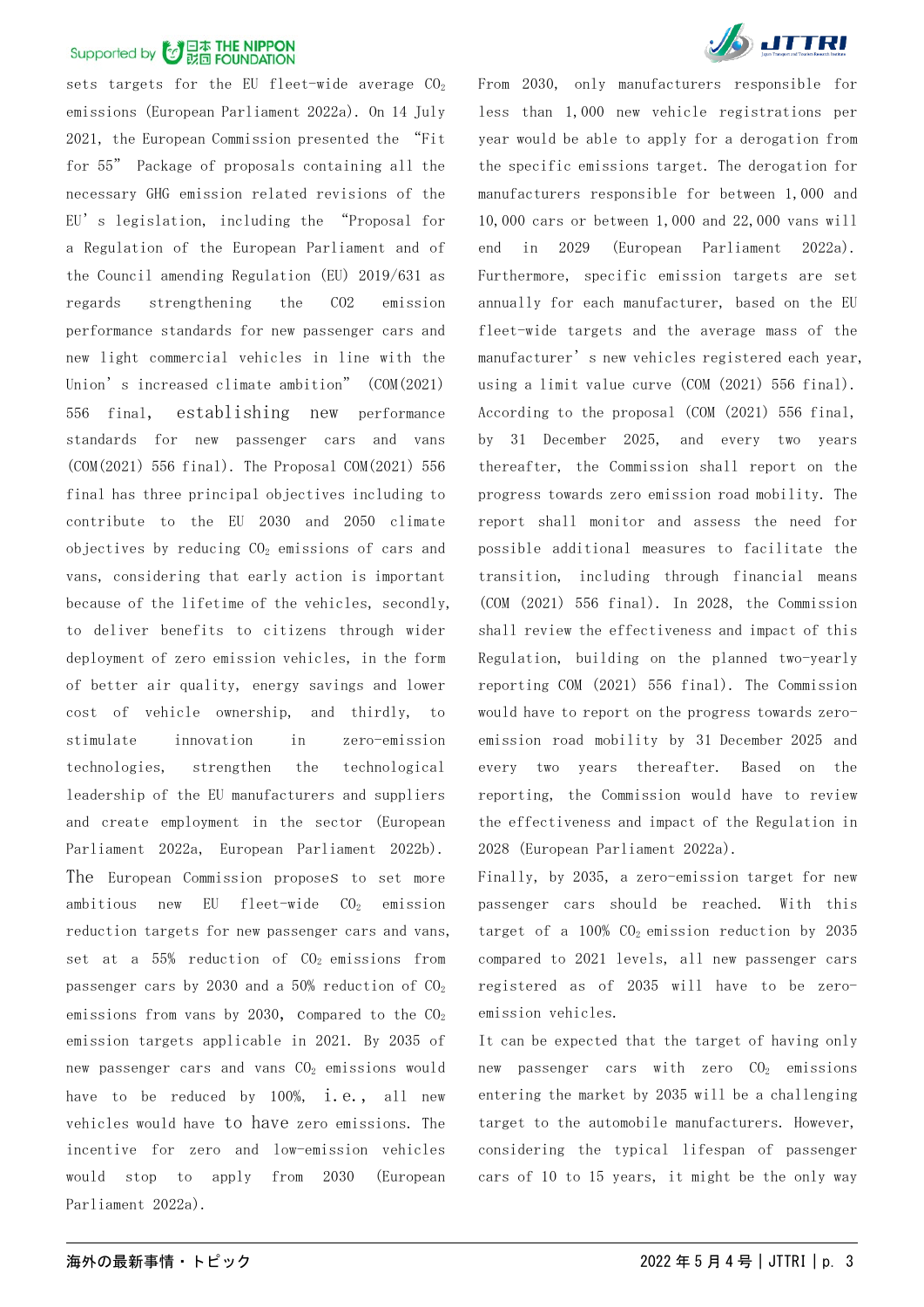sets targets for the EU fleet-wide average $CO_2$ emissions (European Parliament 2022a). On 14 July 2021, the European Commission presented the "Fit for 55" Package of proposals containing all the necessary GHG emission related revisions of the EU's legislation, including the "Proposal for a Regulation of the European Parliament and of the Council amending Regulation (EU) 2019/631 as regards strengthening the CO2 emission performance standards for new passenger cars and new light commercial vehicles in line with the Union's increased climate ambition" (COM(2021) 556 final, establishing new performance standards for new passenger cars and vans (COM(2021) 556 final). The Proposal COM(2021) 556 final has three principal objectives including to contribute to the EU 2030 and 2050 climate objectives by reducing $CO_2$ emissions of cars and vans, considering that early action is important because of the lifetime of the vehicles, secondly, to deliver benefits to citizens through wider deployment of zero emission vehicles, in the form of better air quality, energy savings and lower cost of vehicle ownership, and thirdly, to stimulate innovation in zero-emission technologies, strengthen the technological leadership of the EU manufacturers and suppliers and create employment in the sector (European Parliament 2022a, European Parliament 2022b). The European Commission proposes to set more ambitious new EU fleet-wide $CO_2$ emission reduction targets for new passenger cars and vans, set at a 55% reduction of $CO_2$ emissions from passenger cars by 2030 and a 50% reduction of $CO_2$ emissions from vans by 2030, compared to the $CO_2$ emission targets applicable in 2021. By 2035 of new passenger cars and vans $CO_2$ emissions would have to be reduced by 100%, i.e., all new vehicles would have to have zero emissions. The incentive for zero and low-emission vehicles would stop to apply from 2030 (European Parliament 2022a).

From 2030, only manufacturers responsible for less than 1,000 new vehicle registrations per year would be able to apply for a derogation from the specific emissions target. The derogation for manufacturers responsible for between 1,000 and 10,000 cars or between 1,000 and 22,000 vans will end in 2029 (European Parliament 2022a). Furthermore, specific emission targets are set annually for each manufacturer, based on the EU fleet-wide targets and the average mass of the manufacturer's new vehicles registered each year, using a limit value curve (COM (2021) 556 final). According to the proposal (COM (2021) 556 final, by 31 December 2025, and every two years thereafter, the Commission shall report on the progress towards zero emission road mobility. The report shall monitor and assess the need for possible additional measures to facilitate the transition, including through financial means (COM (2021) 556 final). In 2028, the Commission shall review the effectiveness and impact of this Regulation, building on the planned two-yearly reporting COM (2021) 556 final). The Commission would have to report on the progress towards zero-emission road mobility by 31 December 2025 and every two years thereafter. Based on the reporting, the Commission would have to review the effectiveness and impact of the Regulation in 2028 (European Parliament 2022a).

Finally, by 2035, a zero-emission target for new passenger cars should be reached. With this target of a 100% $CO_2$ emission reduction by 2035 compared to 2021 levels, all new passenger cars registered as of 2035 will have to be zero-emission vehicles.

It can be expected that the target of having only new passenger cars with zero $CO_2$ emissions entering the market by 2035 will be a challenging target to the automobile manufacturers. However, considering the typical lifespan of passenger cars of 10 to 15 years, it might be the only way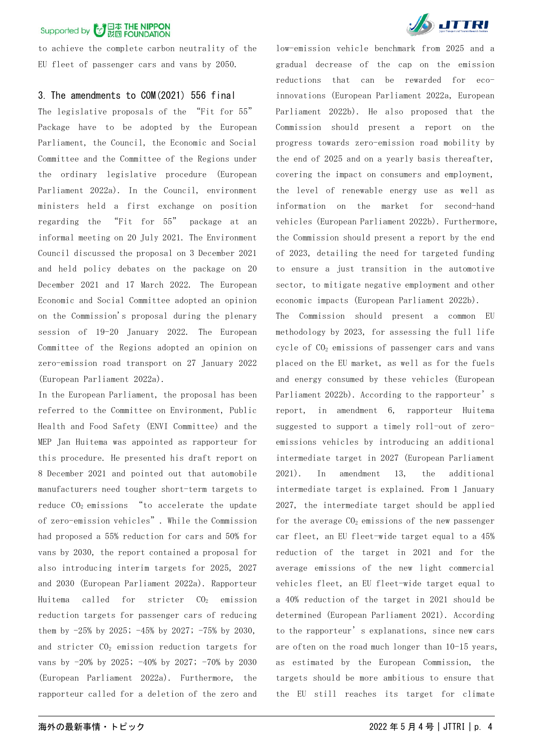to achieve the complete carbon neutrality of the EU fleet of passenger cars and vans by 2050.

## 3. The amendments to COM(2021) 556 final

The legislative proposals of the "Fit for 55" Package have to be adopted by the European Parliament, the Council, the Economic and Social Committee and the Committee of the Regions under the ordinary legislative procedure (European Parliament 2022a). In the Council, environment ministers held a first exchange on position regarding the "Fit for 55" package at an informal meeting on 20 July 2021. The Environment Council discussed the proposal on 3 December 2021 and held policy debates on the package on 20 December 2021 and 17 March 2022. The European Economic and Social Committee adopted an opinion on the Commission's proposal during the plenary session of 19-20 January 2022. The European Committee of the Regions adopted an opinion on zero-emission road transport on 27 January 2022 (European Parliament 2022a).

In the European Parliament, the proposal has been referred to the Committee on Environment, Public Health and Food Safety (ENVI Committee) and the MEP Jan Huitema was appointed as rapporteur for this procedure. He presented his draft report on 8 December 2021 and pointed out that automobile manufacturers need tougher short-term targets to reduce $CO_2$ emissions "to accelerate the update of zero-emission vehicles". While the Commission had proposed a 55% reduction for cars and 50% for vans by 2030, the report contained a proposal for also introducing interim targets for 2025, 2027 and 2030 (European Parliament 2022a). Rapporteur Huitema called for stricter $CO_2$ emission reduction targets for passenger cars of reducing them by -25% by 2025; -45% by 2027; -75% by 2030, and stricter $CO_2$ emission reduction targets for vans by -20% by 2025; -40% by 2027; -70% by 2030 (European Parliament 2022a). Furthermore, the rapporteur called for a deletion of the zero and low-emission vehicle benchmark from 2025 and a gradual decrease of the cap on the emission reductions that can be rewarded for eco-innovations (European Parliament 2022a, European Parliament 2022b). He also proposed that the Commission should present a report on the progress towards zero-emission road mobility by the end of 2025 and on a yearly basis thereafter, covering the impact on consumers and employment, the level of renewable energy use as well as information on the market for second-hand vehicles (European Parliament 2022b). Furthermore, the Commission should present a report by the end of 2023, detailing the need for targeted funding to ensure a just transition in the automotive sector, to mitigate negative employment and other economic impacts (European Parliament 2022b).

The Commission should present a common EU methodology by 2023, for assessing the full life cycle of $CO_2$ emissions of passenger cars and vans placed on the EU market, as well as for the fuels and energy consumed by these vehicles (European Parliament 2022b). According to the rapporteur's report, in amendment 6, rapporteur Huitema suggested to support a timely roll-out of zero-emissions vehicles by introducing an additional intermediate target in 2027 (European Parliament 2021). In amendment 13, the additional intermediate target is explained. From 1 January 2027, the intermediate target should be applied for the average $CO_2$ emissions of the new passenger car fleet, an EU fleet-wide target equal to a 45% reduction of the target in 2021 and for the average emissions of the new light commercial vehicles fleet, an EU fleet-wide target equal to a 40% reduction of the target in 2021 should be determined (European Parliament 2021). According to the rapporteur's explanations, since new cars are often on the road much longer than 10-15 years, as estimated by the European Commission, the targets should be more ambitious to ensure that the EU still reaches its target for climate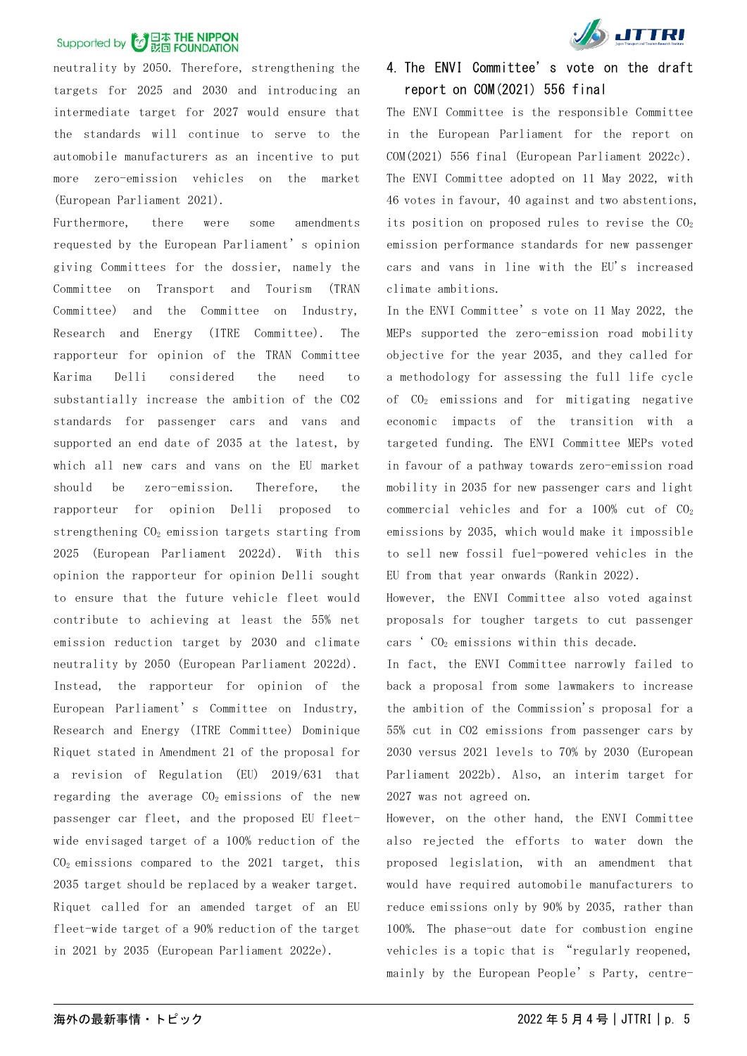neutrality by 2050. Therefore, strengthening the targets for 2025 and 2030 and introducing an intermediate target for 2027 would ensure that the standards will continue to serve to the automobile manufacturers as an incentive to put more zero-emission vehicles on the market (European Parliament 2021).

Furthermore, there were some amendments requested by the European Parliament's opinion giving Committees for the dossier, namely the Committee on Transport and Tourism (TRAN Committee) and the Committee on Industry, Research and Energy (ITRE Committee). The rapporteur for opinion of the TRAN Committee Karima Delli considered the need to substantially increase the ambition of the CO2 standards for passenger cars and vans and supported an end date of 2035 at the latest, by which all new cars and vans on the EU market should be zero-emission. Therefore, the rapporteur for opinion Delli proposed to strengthening $CO_2$ emission targets starting from 2025 (European Parliament 2022d). With this opinion the rapporteur for opinion Delli sought to ensure that the future vehicle fleet would contribute to achieving at least the 55% net emission reduction target by 2030 and climate neutrality by 2050 (European Parliament 2022d). Instead, the rapporteur for opinion of the European Parliament's Committee on Industry, Research and Energy (ITRE Committee) Dominique Riquet stated in Amendment 21 of the proposal for a revision of Regulation (EU) 2019/631 that regarding the average $CO_2$ emissions of the new passenger car fleet, and the proposed EU fleet-wide envisaged target of a 100% reduction of the $CO_2$ emissions compared to the 2021 target, this 2035 target should be replaced by a weaker target. Riquet called for an amended target of an EU fleet-wide target of a 90% reduction of the target in 2021 by 2035 (European Parliament 2022e).

## 4. The ENVI Committee's vote on the draft report on COM(2021) 556 final

The ENVI Committee is the responsible Committee in the European Parliament for the report on COM(2021) 556 final (European Parliament 2022c). The ENVI Committee adopted on 11 May 2022, with 46 votes in favour, 40 against and two abstentions, its position on proposed rules to revise the $CO_2$ emission performance standards for new passenger cars and vans in line with the EU's increased climate ambitions.

In the ENVI Committee's vote on 11 May 2022, the MEPs supported the zero-emission road mobility objective for the year 2035, and they called for a methodology for assessing the full life cycle of $CO_2$ emissions and for mitigating negative economic impacts of the transition with a targeted funding. The ENVI Committee MEPs voted in favour of a pathway towards zero-emission road mobility in 2035 for new passenger cars and light commercial vehicles and for a 100% cut of $CO_2$ emissions by 2035, which would make it impossible to sell new fossil fuel-powered vehicles in the EU from that year onwards (Rankin 2022).

However, the ENVI Committee also voted against proposals for tougher targets to cut passenger cars' $CO_2$ emissions within this decade.

In fact, the ENVI Committee narrowly failed to back a proposal from some lawmakers to increase the ambition of the Commission's proposal for a 55% cut in CO2 emissions from passenger cars by 2030 versus 2021 levels to 70% by 2030 (European Parliament 2022b). Also, an interim target for 2027 was not agreed on.

However, on the other hand, the ENVI Committee also rejected the efforts to water down the proposed legislation, with an amendment that would have required automobile manufacturers to reduce emissions only by 90% by 2035, rather than 100%. The phase-out date for combustion engine vehicles is a topic that is "regularly reopened, mainly by the European People's Party, centre-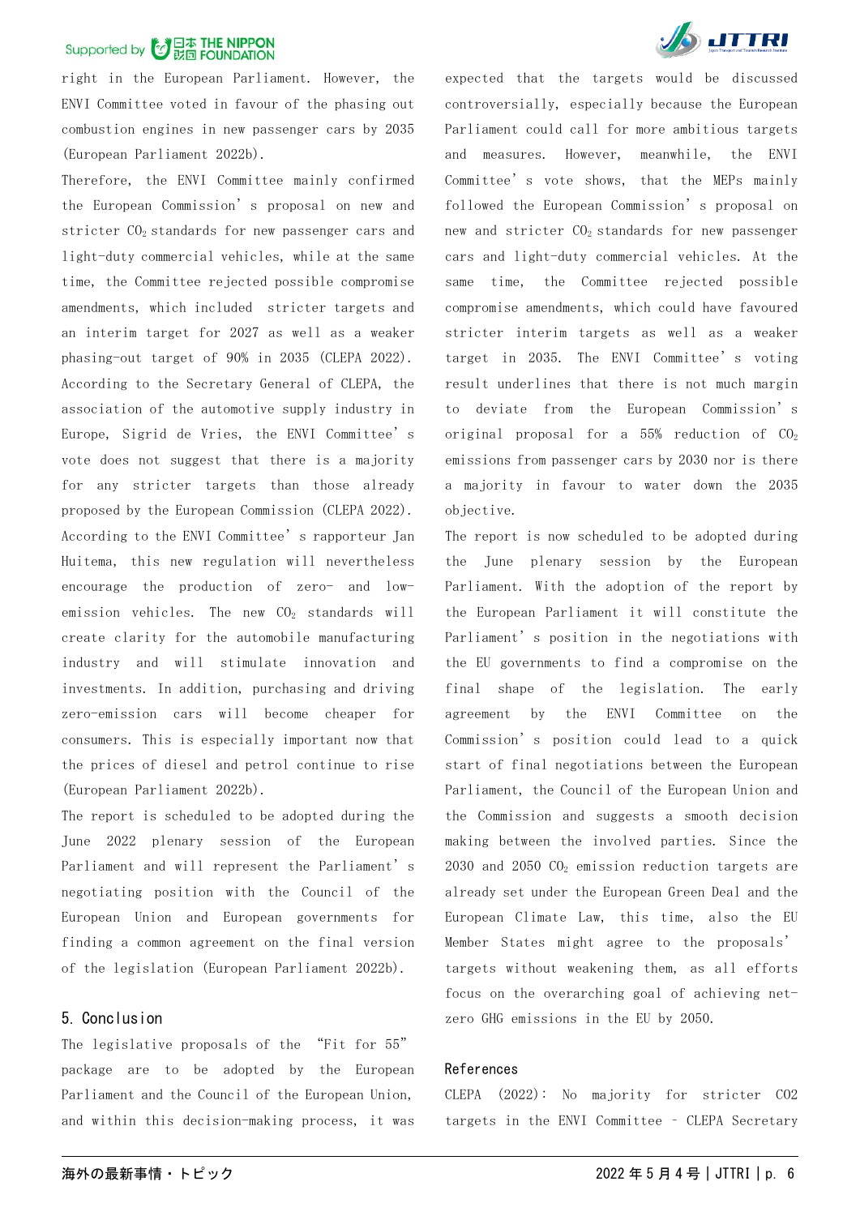right in the European Parliament. However, the ENVI Committee voted in favour of the phasing out combustion engines in new passenger cars by 2035 (European Parliament 2022b).

Therefore, the ENVI Committee mainly confirmed the European Commission's proposal on new and stricter $CO_2$ standards for new passenger cars and light-duty commercial vehicles, while at the same time, the Committee rejected possible compromise amendments, which included stricter targets and an interim target for 2027 as well as a weaker phasing-out target of 90% in 2035 (CLEPA 2022). According to the Secretary General of CLEPA, the association of the automotive supply industry in Europe, Sigrid de Vries, the ENVI Committee's vote does not suggest that there is a majority for any stricter targets than those already proposed by the European Commission (CLEPA 2022). According to the ENVI Committee's rapporteur Jan Huitema, this new regulation will nevertheless encourage the production of zero- and low-emission vehicles. The new $CO_2$ standards will create clarity for the automobile manufacturing industry and will stimulate innovation and investments. In addition, purchasing and driving zero-emission cars will become cheaper for consumers. This is especially important now that the prices of diesel and petrol continue to rise (European Parliament 2022b).

The report is scheduled to be adopted during the June 2022 plenary session of the European Parliament and will represent the Parliament's negotiating position with the Council of the European Union and European governments for finding a common agreement on the final version of the legislation (European Parliament 2022b).

## 5. Conclusion

The legislative proposals of the "Fit for 55" package are to be adopted by the European Parliament and the Council of the European Union, and within this decision-making process, it was expected that the targets would be discussed controversially, especially because the European Parliament could call for more ambitious targets and measures. However, meanwhile, the ENVI Committee's vote shows, that the MEPs mainly followed the European Commission's proposal on new and stricter $CO_2$ standards for new passenger cars and light-duty commercial vehicles. At the same time, the Committee rejected possible compromise amendments, which could have favoured stricter interim targets as well as a weaker target in 2035. The ENVI Committee's voting result underlines that there is not much margin to deviate from the European Commission's original proposal for a 55% reduction of $CO_2$ emissions from passenger cars by 2030 nor is there a majority in favour to water down the 2035 objective.

The report is now scheduled to be adopted during the June plenary session by the European Parliament. With the adoption of the report by the European Parliament it will constitute the Parliament's position in the negotiations with the EU governments to find a compromise on the final shape of the legislation. The early agreement by the ENVI Committee on the Commission's position could lead to a quick start of final negotiations between the European Parliament, the Council of the European Union and the Commission and suggests a smooth decision making between the involved parties. Since the 2030 and 2050 $CO_2$ emission reduction targets are already set under the European Green Deal and the European Climate Law, this time, also the EU Member States might agree to the proposals' targets without weakening them, as all efforts focus on the overarching goal of achieving net-zero GHG emissions in the EU by 2050.

## References

CLEPA (2022): No majority for stricter CO2 targets in the ENVI Committee – CLEPA Secretary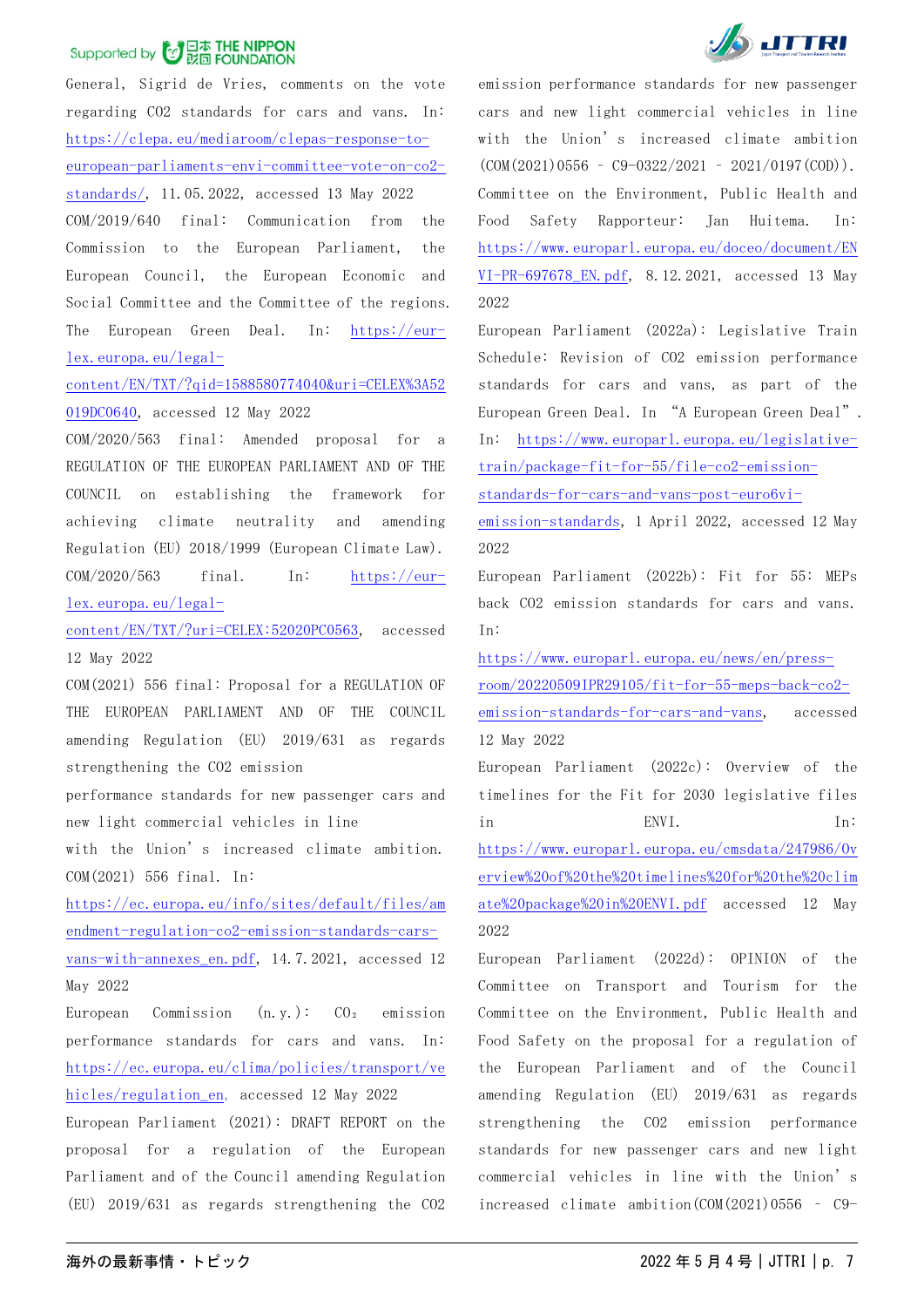General, Sigrid de Vries, comments on the vote regarding CO2 standards for cars and vans. In: https://clepa.eu/mediaroom/clepas-response-to-european-parliaments-envi-committee-vote-on-co2-standards/, 11.05.2022, accessed 13 May 2022

COM/2019/640 final: Communication from the Commission to the European Parliament, the European Council, the European Economic and Social Committee and the Committee of the regions. The European Green Deal. In: https://eur-lex.europa.eu/legal-content/EN/TXT/?qid=1588580774040&uri=CELEX%3A52019DC0640, accessed 12 May 2022

COM/2020/563 final: Amended proposal for a REGULATION OF THE EUROPEAN PARLIAMENT AND OF THE COUNCIL on establishing the framework for achieving climate neutrality and amending Regulation (EU) 2018/1999 (European Climate Law). COM/2020/563 final. In: https://eur-lex.europa.eu/legal-content/EN/TXT/?uri=CELEX:52020PC0563, accessed 12 May 2022

COM(2021) 556 final: Proposal for a REGULATION OF THE EUROPEAN PARLIAMENT AND OF THE COUNCIL amending Regulation (EU) 2019/631 as regards strengthening the CO2 emission performance standards for new passenger cars and new light commercial vehicles in line with the Union's increased climate ambition. COM(2021) 556 final. In: https://ec.europa.eu/info/sites/default/files/amendment-regulation-co2-emission-standards-cars-vans-with-annexes_en.pdf, 14.7.2021, accessed 12 May 2022

European Commission (n.y.): $CO_2$ emission performance standards for cars and vans. In: https://ec.europa.eu/clima/policies/transport/vehicles/regulation_en, accessed 12 May 2022

European Parliament (2021): DRAFT REPORT on the proposal for a regulation of the European Parliament and of the Council amending Regulation (EU) 2019/631 as regards strengthening the CO2 emission performance standards for new passenger cars and new light commercial vehicles in line with the Union's increased climate ambition (COM(2021)0556 – C9-0322/2021 – 2021/0197(COD)). Committee on the Environment, Public Health and Food Safety Rapporteur: Jan Huitema. In: https://www.europarl.europa.eu/doceo/document/ENVI-PR-697678_EN.pdf, 8.12.2021, accessed 13 May 2022

European Parliament (2022a): Legislative Train Schedule: Revision of CO2 emission performance standards for cars and vans, as part of the European Green Deal. In "A European Green Deal". In: https://www.europarl.europa.eu/legislative-train/package-fit-for-55/file-co2-emission-standards-for-cars-and-vans-post-euro6vi-emission-standards, 1 April 2022, accessed 12 May 2022

European Parliament (2022b): Fit for 55: MEPs back CO2 emission standards for cars and vans. In: https://www.europarl.europa.eu/news/en/press-room/20220509IPR29105/fit-for-55-meps-back-co2-emission-standards-for-cars-and-vans, accessed 12 May 2022

European Parliament (2022c): Overview of the timelines for the Fit for 2030 legislative files in ENVI. In: https://www.europarl.europa.eu/cmsdata/247986/Overview%20of%20the%20timelines%20for%20the%20climate%20package%20in%20ENVI.pdf accessed 12 May 2022

European Parliament (2022d): OPINION of the Committee on Transport and Tourism for the Committee on the Environment, Public Health and Food Safety on the proposal for a regulation of the European Parliament and of the Council amending Regulation (EU) 2019/631 as regards strengthening the CO2 emission performance standards for new passenger cars and new light commercial vehicles in line with the Union's increased climate ambition(COM(2021)0556 – C9-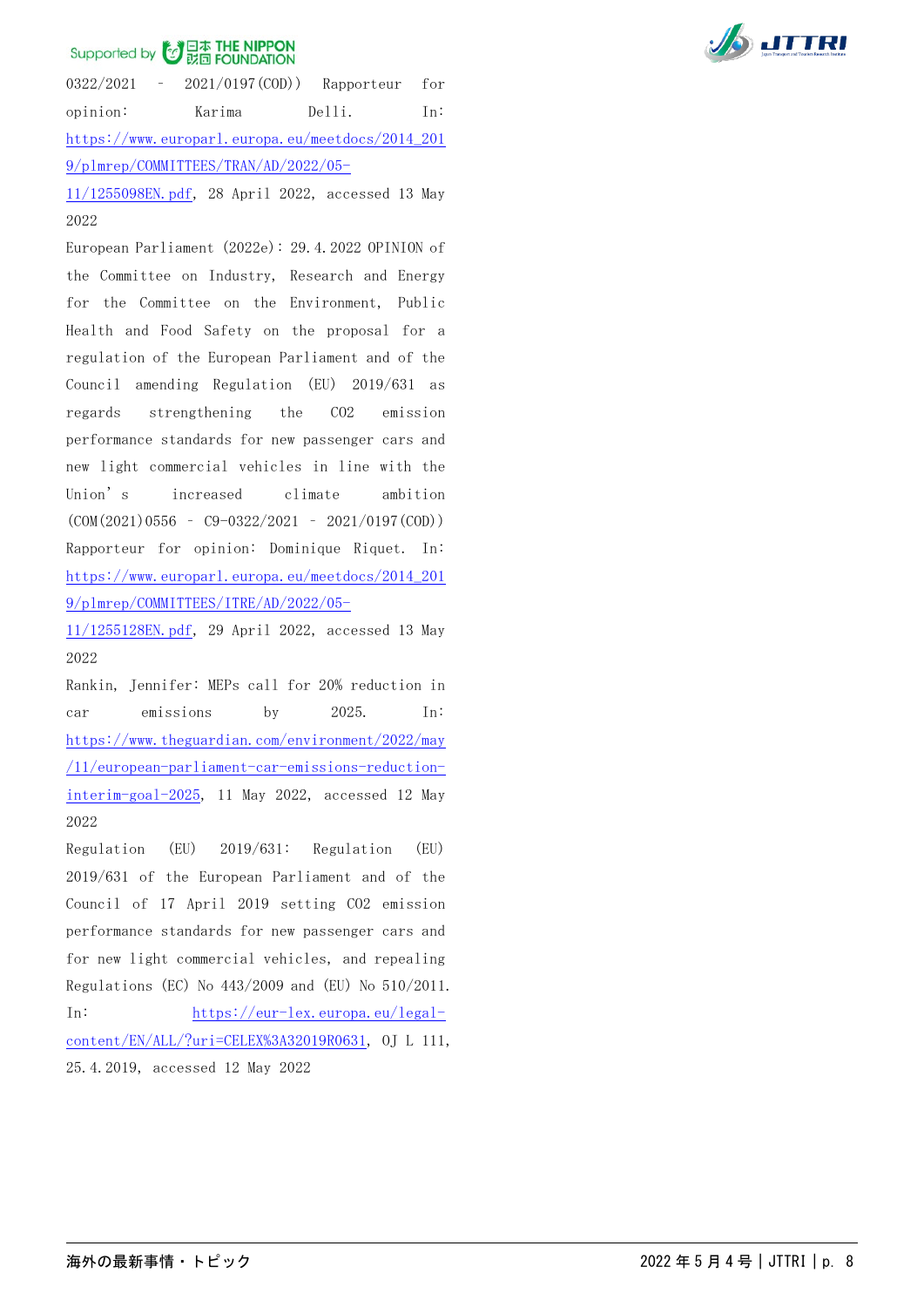0322/2021 – 2021/0197(COD)) Rapporteur for opinion: Karima Delli. In: https://www.europarl.europa.eu/meetdocs/2014_2019/plmrep/COMMITTEES/TRAN/AD/2022/05-11/1255098EN.pdf, 28 April 2022, accessed 13 May 2022

European Parliament (2022e): 29.4.2022 OPINION of the Committee on Industry, Research and Energy for the Committee on the Environment, Public Health and Food Safety on the proposal for a regulation of the European Parliament and of the Council amending Regulation (EU) 2019/631 as regards strengthening the CO2 emission performance standards for new passenger cars and new light commercial vehicles in line with the Union's increased climate ambition (COM(2021)0556 – C9-0322/2021 – 2021/0197(COD)) Rapporteur for opinion: Dominique Riquet. In: https://www.europarl.europa.eu/meetdocs/2014_2019/plmrep/COMMITTEES/ITRE/AD/2022/05-11/1255128EN.pdf, 29 April 2022, accessed 13 May 2022

Rankin, Jennifer: MEPs call for 20% reduction in car emissions by 2025. In: https://www.theguardian.com/environment/2022/may/11/european-parliament-car-emissions-reduction-interim-goal-2025, 11 May 2022, accessed 12 May 2022

Regulation (EU) 2019/631: Regulation (EU) 2019/631 of the European Parliament and of the Council of 17 April 2019 setting CO2 emission performance standards for new passenger cars and for new light commercial vehicles, and repealing Regulations (EC) No 443/2009 and (EU) No 510/2011. In: https://eur-lex.europa.eu/legal-content/EN/ALL/?uri=CELEX%3A32019R0631, OJ L 111, 25.4.2019, accessed 12 May 2022